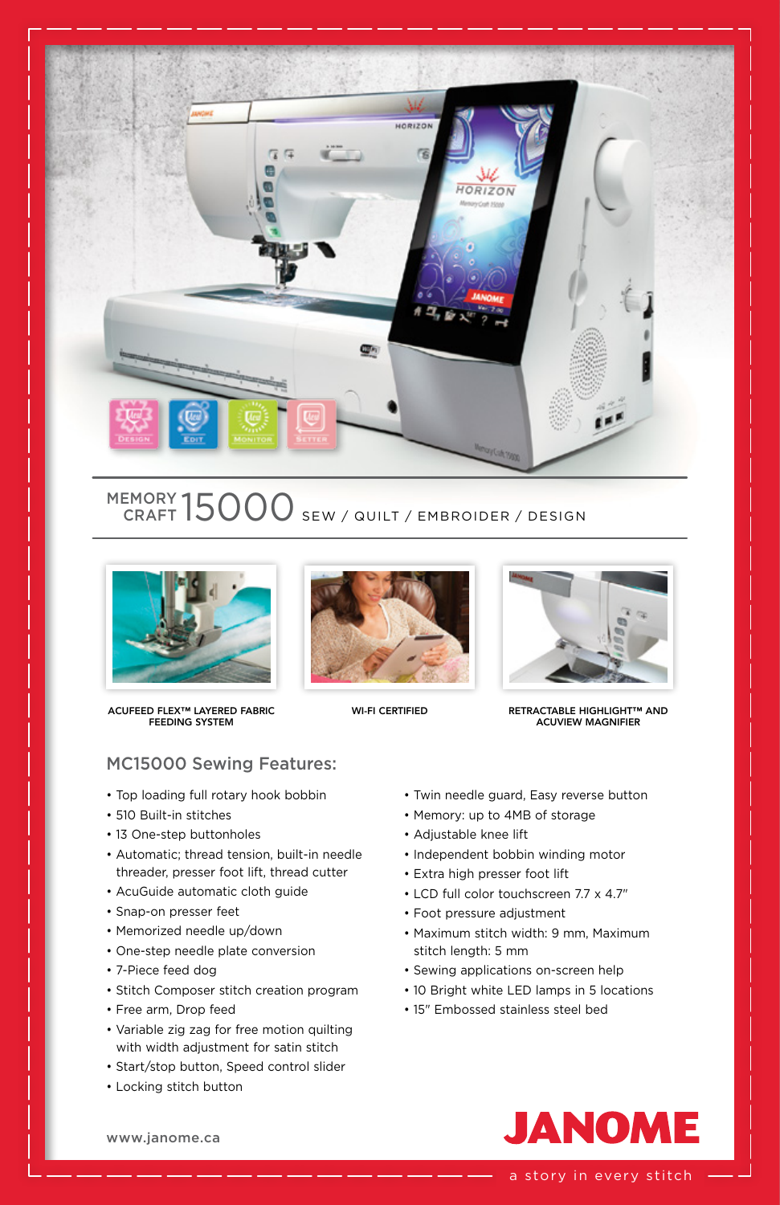# MEMORY CRAFT 15000 SEW / QUILT / EMBROIDER / DESIGN

ACUFEED FLEX™ LAYERED FABRIC FEEDING SYSTEM

WI-FI CERTIFIED

RETRACTABLE HIGHLIGHT™ AND ACUVIEW MAGNIFIER

## MC15000 Sewing Features:

- Top loading full rotary hook bobbin
- 510 Built-in stitches
- 13 One-step buttonholes
- Automatic; thread tension, built-in needle threader, presser foot lift, thread cutter
- AcuGuide automatic cloth guide
- Snap-on presser feet
- Memorized needle up/down
- One-step needle plate conversion
- 7-Piece feed dog
- Stitch Composer stitch creation program
- Free arm, Drop feed
- Variable zig zag for free motion quilting with width adjustment for satin stitch
- Start/stop button, Speed control slider
- Locking stitch button
- Twin needle guard, Easy reverse button
- Memory: up to 4MB of storage
- Adjustable knee lift
- Independent bobbin winding motor
- Extra high presser foot lift
- LCD full color touchscreen 7.7 x 4.7"
- Foot pressure adjustment
- Maximum stitch width: 9 mm, Maximum stitch length: 5 mm
- Sewing applications on-screen help
- 10 Bright white LED lamps in 5 locations
- 15" Embossed stainless steel bed

www.janome.ca

JANOME

a story in every stitch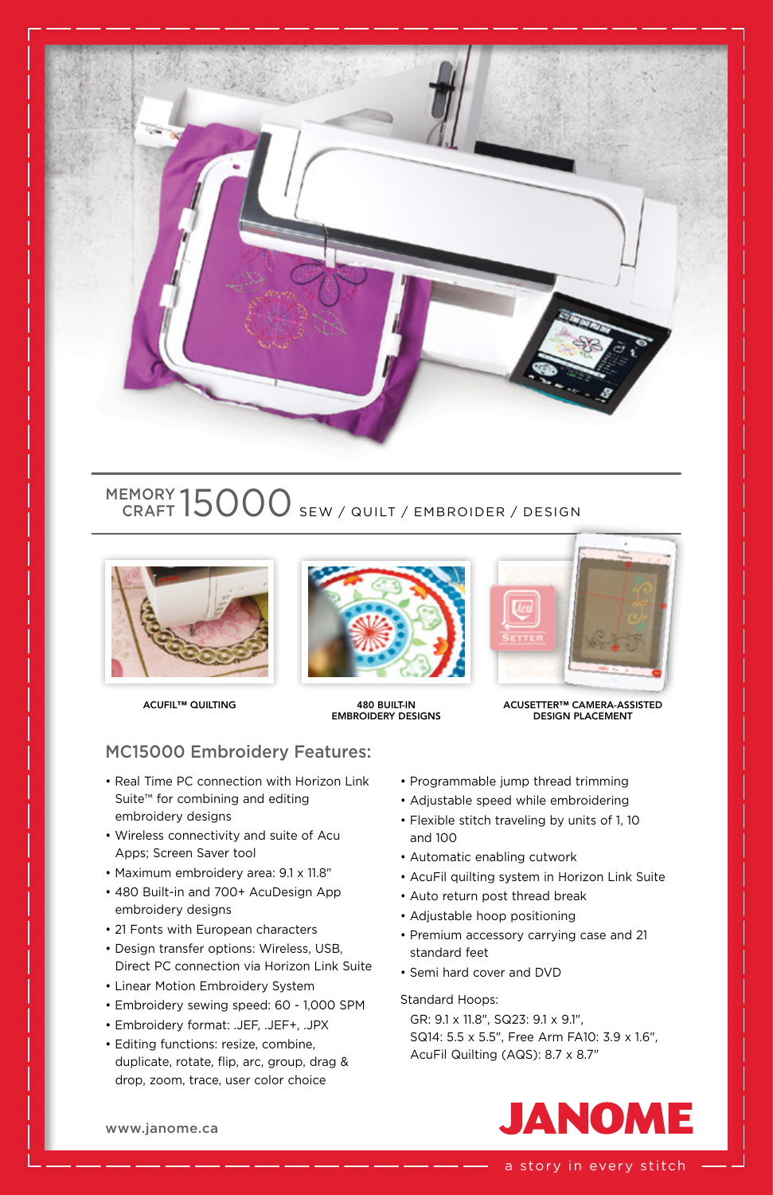# MEMORY CRAFT 15000 SEW / QUILT / EMBROIDER / DESIGN

ACUFIL™ QUILTING

480 BUILT-IN EMBROIDERY DESIGNS

ACUSETTER™ CAMERA-ASSISTED DESIGN PLACEMENT

## MC15000 Embroidery Features:

- Real Time PC connection with Horizon Link Suite™ for combining and editing embroidery designs
- Wireless connectivity and suite of Acu Apps; Screen Saver tool
- Maximum embroidery area: 9.1 x 11.8"
- 480 Built-in and 700+ AcuDesign App embroidery designs
- 21 Fonts with European characters
- Design transfer options: Wireless, USB, Direct PC connection via Horizon Link Suite
- Linear Motion Embroidery System
- Embroidery sewing speed: 60 - 1,000 SPM
- Embroidery format: .JEF, .JEF+, .JPX
- Editing functions: resize, combine, duplicate, rotate, flip, arc, group, drag & drop, zoom, trace, user color choice
- Programmable jump thread trimming
- Adjustable speed while embroidering
- Flexible stitch traveling by units of 1, 10 and 100
- Automatic enabling cutwork
- AcuFil quilting system in Horizon Link Suite
- Auto return post thread break
- Adjustable hoop positioning
- Premium accessory carrying case and 21 standard feet
- Semi hard cover and DVD

Standard Hoops:

GR: 9.1 x 11.8", SQ23: 9.1 x 9.1",
SQ14: 5.5 x 5.5", Free Arm FA10: 3.9 x 1.6",
AcuFil Quilting (AQS): 8.7 x 8.7"

www.janome.ca

JANOME

a story in every stitch